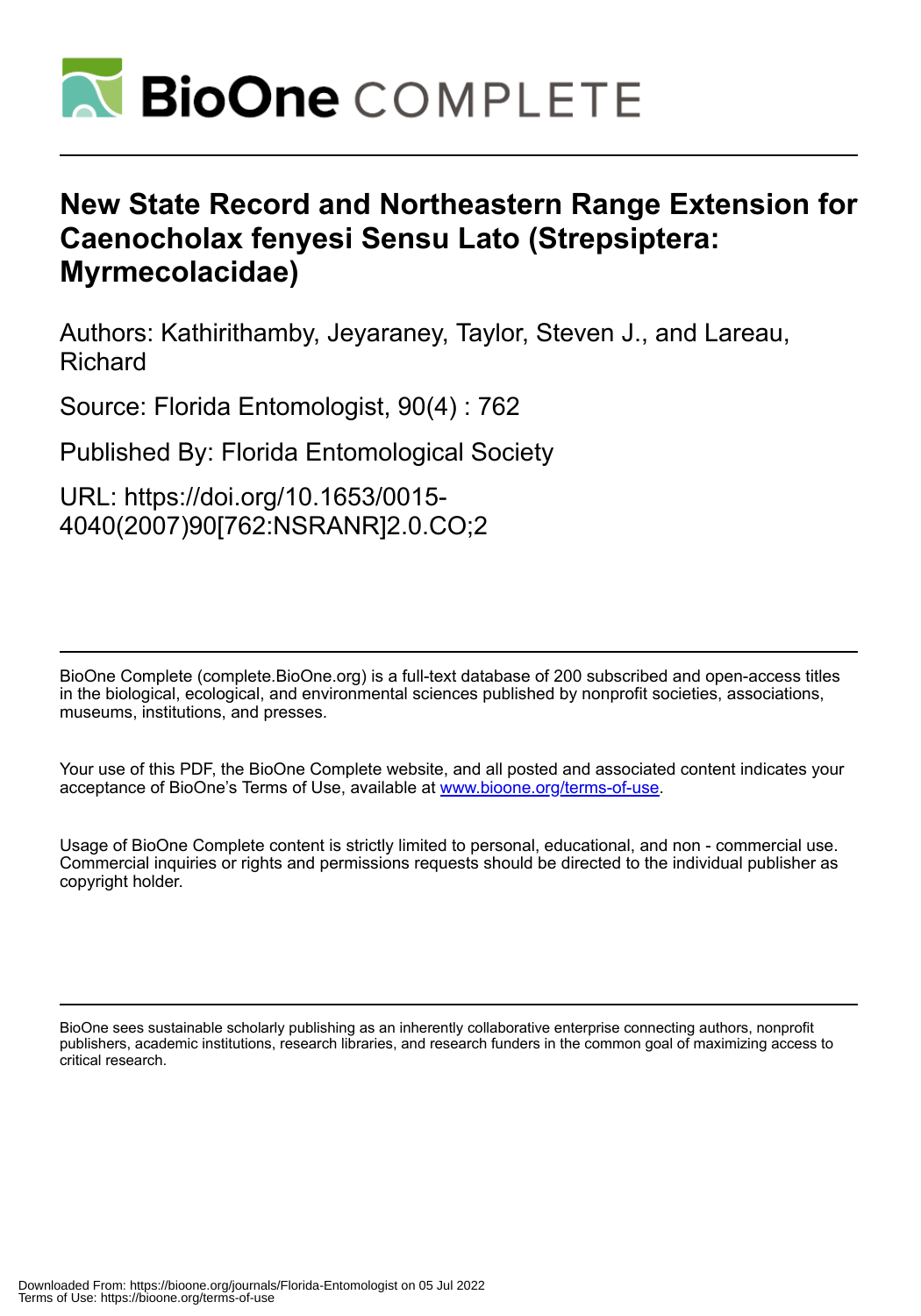# New State Record and Northeastern Range Extension for Caenocholax fenyesi Sensu Lato (Strepsiptera: Myrmecolacidae)

Authors: Kathirithamby, Jeyaraney, Taylor, Steven J., and Lareau, Richard

Source: Florida Entomologist, 90(4) : 762

Published By: Florida Entomological Society

URL: https://doi.org/10.1653/0015-4040(2007)90[762:NSRANR]2.0.CO;2

BioOne Complete (complete.BioOne.org) is a full-text database of 200 subscribed and open-access titles in the biological, ecological, and environmental sciences published by nonprofit societies, associations, museums, institutions, and presses.

Your use of this PDF, the BioOne Complete website, and all posted and associated content indicates your acceptance of BioOne's Terms of Use, available at www.bioone.org/terms-of-use.

Usage of BioOne Complete content is strictly limited to personal, educational, and non - commercial use. Commercial inquiries or rights and permissions requests should be directed to the individual publisher as copyright holder.

BioOne sees sustainable scholarly publishing as an inherently collaborative enterprise connecting authors, nonprofit publishers, academic institutions, research libraries, and research funders in the common goal of maximizing access to critical research.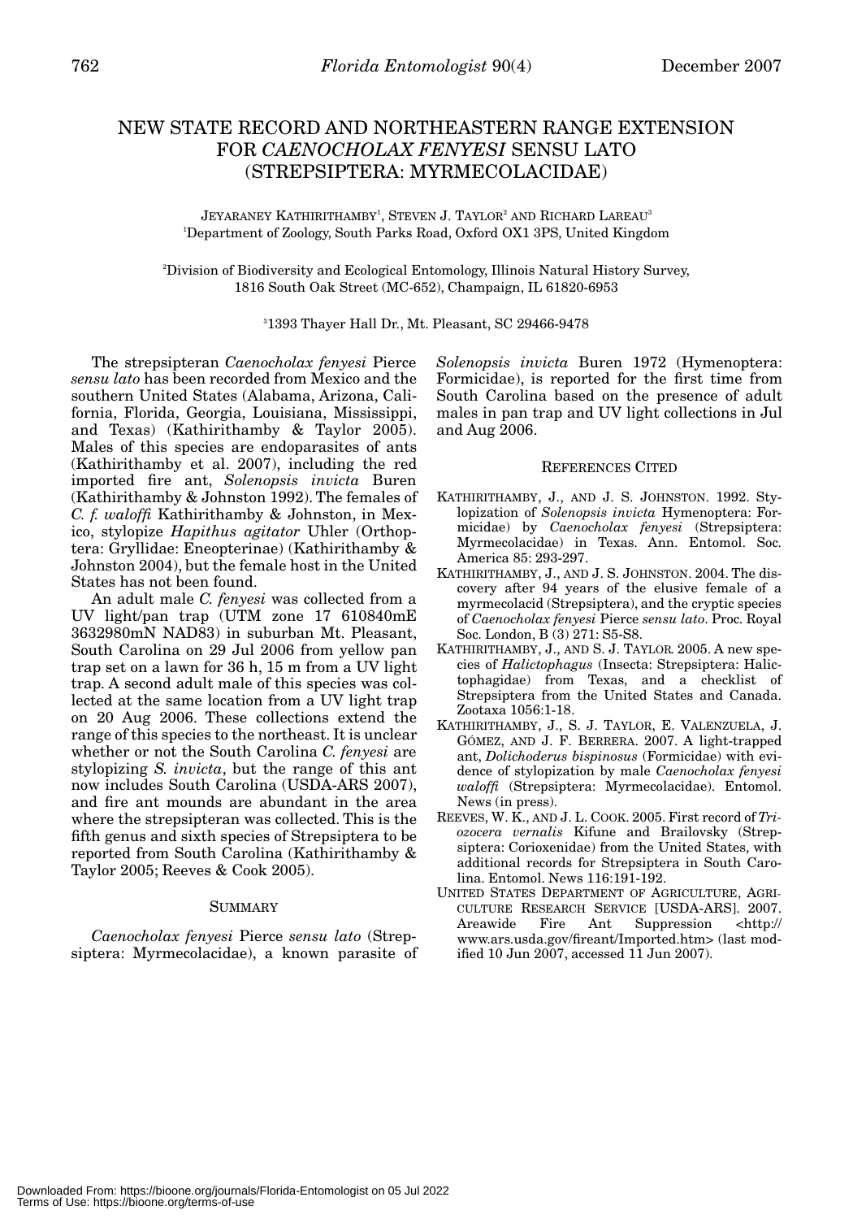# NEW STATE RECORD AND NORTHEASTERN RANGE EXTENSION FOR *CAENOCHOLAX FENYESI* SENSU LATO (STREPSIPTERA: MYRMECOLACIDAE)

JEYARANEY KATHIRITHAMBY[1], STEVEN J. TAYLOR[2] AND RICHARD LAREAU[3]

[1]Department of Zoology, South Parks Road, Oxford OX1 3PS, United Kingdom

[2]Division of Biodiversity and Ecological Entomology, Illinois Natural History Survey, 1816 South Oak Street (MC-652), Champaign, IL 61820-6953

[3]1393 Thayer Hall Dr., Mt. Pleasant, SC 29466-9478

The strepsipteran *Caenocholax fenyesi* Pierce *sensu lato* has been recorded from Mexico and the southern United States (Alabama, Arizona, California, Florida, Georgia, Louisiana, Mississippi, and Texas) (Kathirithamby & Taylor 2005). Males of this species are endoparasites of ants (Kathirithamby et al. 2007), including the red imported fire ant, *Solenopsis invicta* Buren (Kathirithamby & Johnston 1992). The females of *C. f. waloffi* Kathirithamby & Johnston, in Mexico, stylopize *Hapithus agitator* Uhler (Orthoptera: Gryllidae: Eneopterinae) (Kathirithamby & Johnston 2004), but the female host in the United States has not been found.

An adult male *C. fenyesi* was collected from a UV light/pan trap (UTM zone 17 610840mE 3632980mN NAD83) in suburban Mt. Pleasant, South Carolina on 29 Jul 2006 from yellow pan trap set on a lawn for 36 h, 15 m from a UV light trap. A second adult male of this species was collected at the same location from a UV light trap on 20 Aug 2006. These collections extend the range of this species to the northeast. It is unclear whether or not the South Carolina *C. fenyesi* are stylopizing *S. invicta*, but the range of this ant now includes South Carolina (USDA-ARS 2007), and fire ant mounds are abundant in the area where the strepsipteran was collected. This is the fifth genus and sixth species of Strepsiptera to be reported from South Carolina (Kathirithamby & Taylor 2005; Reeves & Cook 2005).

## SUMMARY

*Caenocholax fenyesi* Pierce *sensu lato* (Strepsiptera: Myrmecolacidae), a known parasite of *Solenopsis invicta* Buren 1972 (Hymenoptera: Formicidae), is reported for the first time from South Carolina based on the presence of adult males in pan trap and UV light collections in Jul and Aug 2006.

## REFERENCES CITED

KATHIRITHAMBY, J., AND J. S. JOHNSTON. 1992. Stylopization of *Solenopsis invicta* Hymenoptera: Formicidae) by *Caenocholax fenyesi* (Strepsiptera: Myrmecolacidae) in Texas. Ann. Entomol. Soc. America 85: 293-297.

KATHIRITHAMBY, J., AND J. S. JOHNSTON. 2004. The discovery after 94 years of the elusive female of a myrmecolacid (Strepsiptera), and the cryptic species of *Caenocholax fenyesi* Pierce *sensu lato*. Proc. Royal Soc. London, B (3) 271: S5-S8.

KATHIRITHAMBY, J., AND S. J. TAYLOR. 2005. A new species of *Halictophagus* (Insecta: Strepsiptera: Halictophagidae) from Texas, and a checklist of Strepsiptera from the United States and Canada. Zootaxa 1056:1-18.

KATHIRITHAMBY, J., S. J. TAYLOR, E. VALENZUELA, J. GÓMEZ, AND J. F. BERRERA. 2007. A light-trapped ant, *Dolichoderus bispinosus* (Formicidae) with evidence of stylopization by male *Caenocholax fenyesi waloffi* (Strepsiptera: Myrmecolacidae). Entomol. News (in press).

REEVES, W. K., AND J. L. COOK. 2005. First record of *Triozocera vernalis* Kifune and Brailovsky (Strepsiptera: Corioxenidae) from the United States, with additional records for Strepsiptera in South Carolina. Entomol. News 116:191-192.

UNITED STATES DEPARTMENT OF AGRICULTURE, AGRICULTURE RESEARCH SERVICE [USDA-ARS]. 2007. Areawide Fire Ant Suppression <http://www.ars.usda.gov/fireant/Imported.htm> (last modified 10 Jun 2007, accessed 11 Jun 2007).